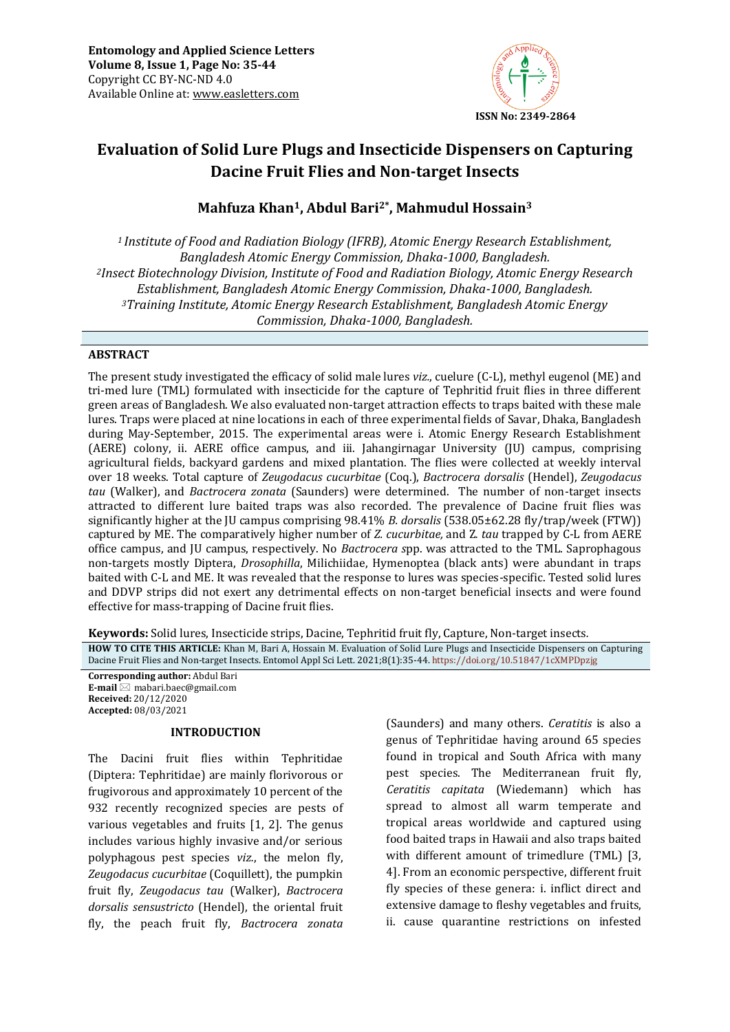# Evaluation of Solid Lure Plugs and Insecticide Dispensers on Capturing Dacine Fruit Flies and Non-target Insects

**Mahfuza Khan[1], Abdul Bari[2*], Mahmudul Hossain[3]**

[1] *Institute of Food and Radiation Biology (IFRB), Atomic Energy Research Establishment, Bangladesh Atomic Energy Commission, Dhaka-1000, Bangladesh.*
[2] *Insect Biotechnology Division, Institute of Food and Radiation Biology, Atomic Energy Research Establishment, Bangladesh Atomic Energy Commission, Dhaka-1000, Bangladesh.*
[3] *Training Institute, Atomic Energy Research Establishment, Bangladesh Atomic Energy Commission, Dhaka-1000, Bangladesh.*

## ABSTRACT

The present study investigated the efficacy of solid male lures *viz.*, cuelure (C-L), methyl eugenol (ME) and tri-med lure (TML) formulated with insecticide for the capture of Tephritid fruit flies in three different green areas of Bangladesh. We also evaluated non-target attraction effects to traps baited with these male lures. Traps were placed at nine locations in each of three experimental fields of Savar, Dhaka, Bangladesh during May-September, 2015. The experimental areas were i. Atomic Energy Research Establishment (AERE) colony, ii. AERE office campus, and iii. Jahangirnagar University (JU) campus, comprising agricultural fields, backyard gardens and mixed plantation. The flies were collected at weekly interval over 18 weeks. Total capture of *Zeugodacus cucurbitae* (Coq.), *Bactrocera dorsalis* (Hendel), *Zeugodacus tau* (Walker), and *Bactrocera zonata* (Saunders) were determined. The number of non-target insects attracted to different lure baited traps was also recorded. The prevalence of Dacine fruit flies was significantly higher at the JU campus comprising 98.41% *B. dorsalis* (538.05±62.28 fly/trap/week (FTW)) captured by ME. The comparatively higher number of *Z. cucurbitae,* and *Z. tau* trapped by C-L from AERE office campus, and JU campus, respectively. No *Bactrocera s*pp. was attracted to the TML. Saprophagous non-targets mostly Diptera, *Drosophilla*, Milichiidae, Hymenoptea (black ants) were abundant in traps baited with C-L and ME. It was revealed that the response to lures was species-specific. Tested solid lures and DDVP strips did not exert any detrimental effects on non-target beneficial insects and were found effective for mass-trapping of Dacine fruit flies.

**Keywords:** Solid lures, Insecticide strips, Dacine, Tephritid fruit fly, Capture, Non-target insects.

**HOW TO CITE THIS ARTICLE:** Khan M, Bari A, Hossain M. Evaluation of Solid Lure Plugs and Insecticide Dispensers on Capturing Dacine Fruit Flies and Non-target Insects. Entomol Appl Sci Lett. 2021;8(1):35-44. https://doi.org/10.51847/1cXMPDpzjg

**Corresponding author:** Abdul Bari
**E-mail** mabari.baec@gmail.com
**Received:** 20/12/2020
**Accepted:** 08/03/2021

## INTRODUCTION

The Dacini fruit flies within Tephritidae (Diptera: Tephritidae) are mainly florivorous or frugivorous and approximately 10 percent of the 932 recently recognized species are pests of various vegetables and fruits [1, 2]. The genus includes various highly invasive and/or serious polyphagous pest species *viz.*, the melon fly, *Zeugodacus cucurbitae* (Coquillett), the pumpkin fruit fly, *Zeugodacus tau* (Walker), *Bactrocera dorsalis sensustricto* (Hendel), the oriental fruit fly, the peach fruit fly, *Bactrocera zonata* (Saunders) and many others. *Ceratitis* is also a genus of Tephritidae having around 65 species found in tropical and South Africa with many pest species. The Mediterranean fruit fly, *Ceratitis capitata* (Wiedemann) which has spread to almost all warm temperate and tropical areas worldwide and captured using food baited traps in Hawaii and also traps baited with different amount of trimedlure (TML) [3, 4]. From an economic perspective, different fruit fly species of these genera: i. inflict direct and extensive damage to fleshy vegetables and fruits, ii. cause quarantine restrictions on infested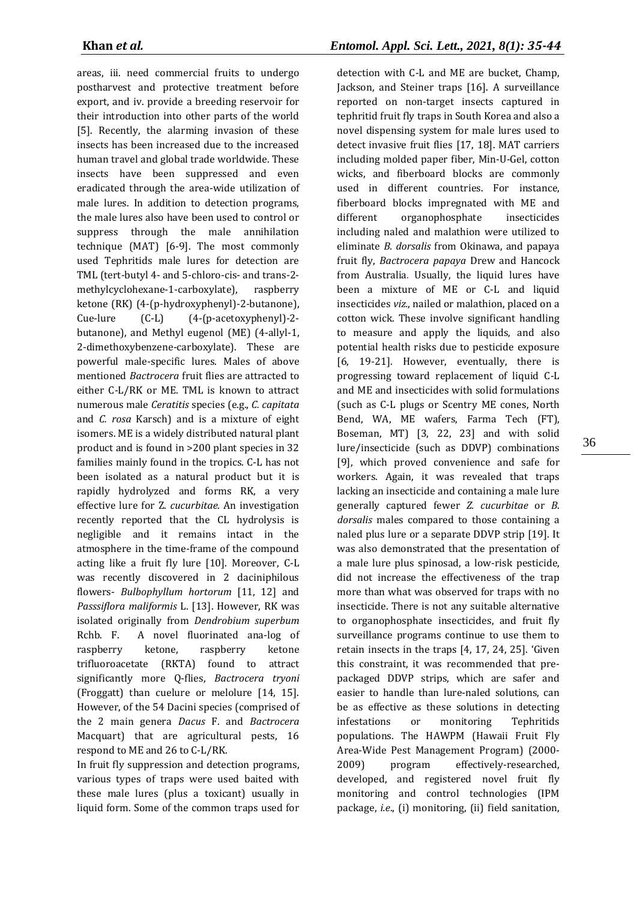areas, iii. need commercial fruits to undergo postharvest and protective treatment before export, and iv. provide a breeding reservoir for their introduction into other parts of the world [5]. Recently, the alarming invasion of these insects has been increased due to the increased human travel and global trade worldwide. These insects have been suppressed and even eradicated through the area-wide utilization of male lures. In addition to detection programs, the male lures also have been used to control or suppress through the male annihilation technique (MAT) [6-9]. The most commonly used Tephritids male lures for detection are TML (tert-butyl 4- and 5-chloro-cis- and trans-2-methylcyclohexane-1-carboxylate), raspberry ketone (RK) (4-(p-hydroxyphenyl)-2-butanone), Cue-lure (C-L) (4-(p-acetoxyphenyl)-2-butanone), and Methyl eugenol (ME) (4-allyl-1, 2-dimethoxybenzene-carboxylate). These are powerful male-specific lures. Males of above mentioned *Bactrocera* fruit flies are attracted to either C-L/RK or ME. TML is known to attract numerous male *Ceratitis* species (e.g., *C. capitata* and *C. rosa* Karsch) and is a mixture of eight isomers. ME is a widely distributed natural plant product and is found in >200 plant species in 32 families mainly found in the tropics. C-L has not been isolated as a natural product but it is rapidly hydrolyzed and forms RK, a very effective lure for Z. *cucurbitae*. An investigation recently reported that the CL hydrolysis is negligible and it remains intact in the atmosphere in the time-frame of the compound acting like a fruit fly lure [10]. Moreover, C-L was recently discovered in 2 daciniphilous flowers- *Bulbophyllum hortorum* [11, 12] and *Passsiflora maliformis* L. [13]. However, RK was isolated originally from *Dendrobium superbum* Rchb. F. A novel fluorinated ana-log of raspberry ketone, raspberry ketone trifluoroacetate (RKTA) found to attract significantly more Q-flies, *Bactrocera tryoni* (Froggatt) than cuelure or melolure [14, 15]. However, of the 54 Dacini species (comprised of the 2 main genera *Dacus* F. and *Bactrocera* Macquart) that are agricultural pests, 16 respond to ME and 26 to C-L/RK.

In fruit fly suppression and detection programs, various types of traps were used baited with these male lures (plus a toxicant) usually in liquid form. Some of the common traps used for detection with C-L and ME are bucket, Champ, Jackson, and Steiner traps [16]. A surveillance reported on non-target insects captured in tephritid fruit fly traps in South Korea and also a novel dispensing system for male lures used to detect invasive fruit flies [17, 18]. MAT carriers including molded paper fiber, Min-U-Gel, cotton wicks, and fiberboard blocks are commonly used in different countries. For instance, fiberboard blocks impregnated with ME and different organophosphate insecticides including naled and malathion were utilized to eliminate *B. dorsalis* from Okinawa, and papaya fruit fly, *Bactrocera papaya* Drew and Hancock from Australia. Usually, the liquid lures have been a mixture of ME or C-L and liquid insecticides *viz*., nailed or malathion, placed on a cotton wick. These involve significant handling to measure and apply the liquids, and also potential health risks due to pesticide exposure [6, 19-21]. However, eventually, there is progressing toward replacement of liquid C-L and ME and insecticides with solid formulations (such as C-L plugs or Scentry ME cones, North Bend, WA, ME wafers, Farma Tech (FT), Boseman, MT) [3, 22, 23] and with solid lure/insecticide (such as DDVP) combinations [9], which proved convenience and safe for workers. Again, it was revealed that traps lacking an insecticide and containing a male lure generally captured fewer *Z. cucurbitae* or *B. dorsalis* males compared to those containing a naled plus lure or a separate DDVP strip [19]. It was also demonstrated that the presentation of a male lure plus spinosad, a low-risk pesticide, did not increase the effectiveness of the trap more than what was observed for traps with no insecticide. There is not any suitable alternative to organophosphate insecticides, and fruit fly surveillance programs continue to use them to retain insects in the traps [4, 17, 24, 25]. 'Given this constraint, it was recommended that pre-packaged DDVP strips, which are safer and easier to handle than lure-naled solutions, can be as effective as these solutions in detecting infestations or monitoring Tephritids populations. The HAWPM (Hawaii Fruit Fly Area-Wide Pest Management Program) (2000-2009) program effectively-researched, developed, and registered novel fruit fly monitoring and control technologies (IPM package, *i.e*., (i) monitoring, (ii) field sanitation,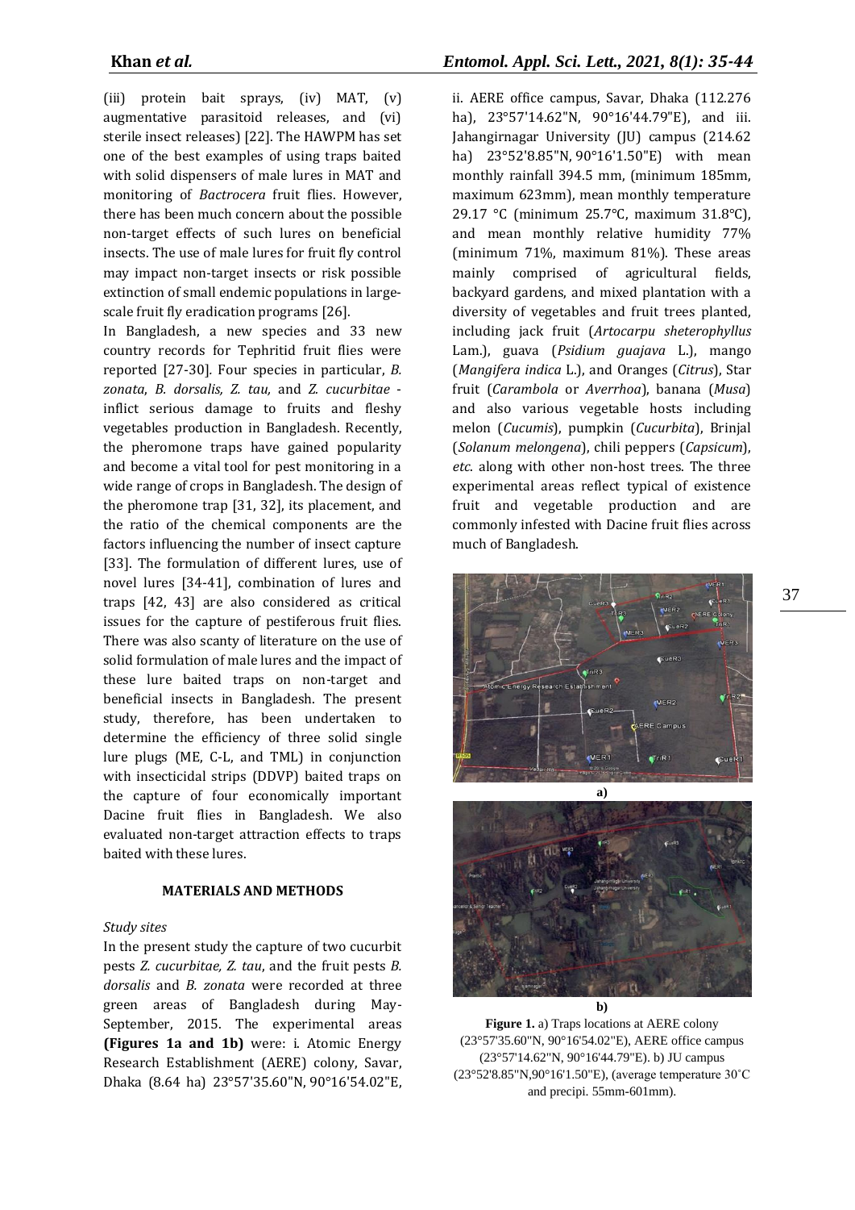(iii) protein bait sprays, (iv) MAT, (v) augmentative parasitoid releases, and (vi) sterile insect releases) [22]. The HAWPM has set one of the best examples of using traps baited with solid dispensers of male lures in MAT and monitoring of *Bactrocera* fruit flies. However, there has been much concern about the possible non-target effects of such lures on beneficial insects. The use of male lures for fruit fly control may impact non-target insects or risk possible extinction of small endemic populations in large-scale fruit fly eradication programs [26].

In Bangladesh, a new species and 33 new country records for Tephritid fruit flies were reported [27-30]. Four species in particular, *B. zonata*, *B. dorsalis, Z. tau,* and *Z. cucurbitae* - inflict serious damage to fruits and fleshy vegetables production in Bangladesh. Recently, the pheromone traps have gained popularity and become a vital tool for pest monitoring in a wide range of crops in Bangladesh. The design of the pheromone trap [31, 32], its placement, and the ratio of the chemical components are the factors influencing the number of insect capture [33]. The formulation of different lures, use of novel lures [34-41], combination of lures and traps [42, 43] are also considered as critical issues for the capture of pestiferous fruit flies. There was also scanty of literature on the use of solid formulation of male lures and the impact of these lure baited traps on non-target and beneficial insects in Bangladesh. The present study, therefore, has been undertaken to determine the efficiency of three solid single lure plugs (ME, C-L, and TML) in conjunction with insecticidal strips (DDVP) baited traps on the capture of four economically important Dacine fruit flies in Bangladesh. We also evaluated non-target attraction effects to traps baited with these lures.

## MATERIALS AND METHODS

### *Study sites*

In the present study the capture of two cucurbit pests *Z. cucurbitae, Z. tau*, and the fruit pests *B. dorsalis* and *B. zonata* were recorded at three green areas of Bangladesh during May-September, 2015. The experimental areas **(Figures 1a and 1b)** were: i. Atomic Energy Research Establishment (AERE) colony, Savar, Dhaka (8.64 ha) 23°57'35.60"N, 90°16'54.02"E, ii. AERE office campus, Savar, Dhaka (112.276 ha), 23°57'14.62"N, 90°16'44.79"E), and iii. Jahangirnagar University (JU) campus (214.62 ha) 23°52'8.85"N, 90°16'1.50"E) with mean monthly rainfall 394.5 mm, (minimum 185mm, maximum 623mm), mean monthly temperature 29.17 °C (minimum 25.7°C, maximum 31.8°C), and mean monthly relative humidity 77% (minimum 71%, maximum 81%). These areas mainly comprised of agricultural fields, backyard gardens, and mixed plantation with a diversity of vegetables and fruit trees planted, including jack fruit (*Artocarpu sheterophyllus* Lam.), guava (*Psidium guajava* L.), mango (*Mangifera indica* L.), and Oranges (*Citrus*), Star fruit (*Carambola* or *Averrhoa*), banana (*Musa*) and also various vegetable hosts including melon (*Cucumis*), pumpkin (*Cucurbita*), Brinjal (*Solanum melongena*), chili peppers (*Capsicum*), *etc.* along with other non-host trees. The three experimental areas reflect typical of existence fruit and vegetable production and are commonly infested with Dacine fruit flies across much of Bangladesh.

**Figure 1.** a) Traps locations at AERE colony (23°57'35.60"N, 90°16'54.02"E), AERE office campus (23°57'14.62"N, 90°16'44.79"E). b) JU campus (23°52'8.85"N,90°16'1.50"E), (average temperature 30˚C and precipi. 55mm-601mm).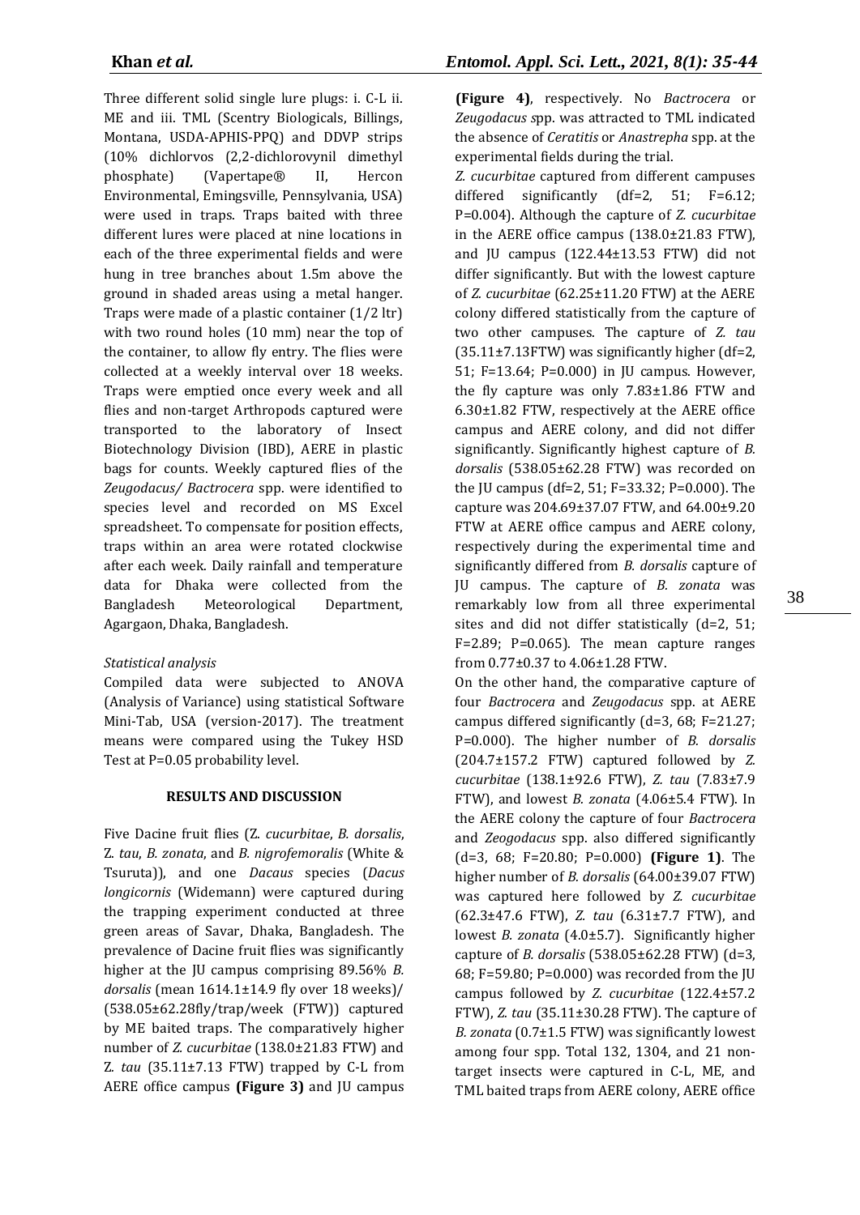Three different solid single lure plugs: i. C-L ii. ME and iii. TML (Scentry Biologicals, Billings, Montana, USDA-APHIS-PPQ) and DDVP strips (10% dichlorvos (2,2-dichlorovynil dimethyl phosphate) (Vapertape® II, Hercon Environmental, Emingsville, Pennsylvania, USA) were used in traps. Traps baited with three different lures were placed at nine locations in each of the three experimental fields and were hung in tree branches about 1.5m above the ground in shaded areas using a metal hanger. Traps were made of a plastic container (1/2 ltr) with two round holes (10 mm) near the top of the container, to allow fly entry. The flies were collected at a weekly interval over 18 weeks. Traps were emptied once every week and all flies and non-target Arthropods captured were transported to the laboratory of Insect Biotechnology Division (IBD), AERE in plastic bags for counts. Weekly captured flies of the *Zeugodacus/ Bactrocera* spp. were identified to species level and recorded on MS Excel spreadsheet. To compensate for position effects, traps within an area were rotated clockwise after each week. Daily rainfall and temperature data for Dhaka were collected from the Bangladesh Meteorological Department, Agargaon, Dhaka, Bangladesh.

*Statistical analysis*

Compiled data were subjected to ANOVA (Analysis of Variance) using statistical Software Mini-Tab, USA (version-2017). The treatment means were compared using the Tukey HSD Test at P=0.05 probability level.

## RESULTS AND DISCUSSION

Five Dacine fruit flies (Z. *cucurbitae*, *B. dorsalis*, Z. *tau*, *B. zonata*, and *B. nigrofemoralis* (White & Tsuruta)), and one *Dacaus* species (*Dacus longicornis* (Widemann) were captured during the trapping experiment conducted at three green areas of Savar, Dhaka, Bangladesh. The prevalence of Dacine fruit flies was significantly higher at the JU campus comprising 89.56% *B. dorsalis* (mean 1614.1±14.9 fly over 18 weeks)/ (538.05±62.28fly/trap/week (FTW)) captured by ME baited traps. The comparatively higher number of *Z. cucurbitae* (138.0±21.83 FTW) and Z. *tau* (35.11±7.13 FTW) trapped by C-L from AERE office campus **(Figure 3)** and JU campus **(Figure 4)**, respectively. No *Bactrocera* or *Zeugodacus s*pp. was attracted to TML indicated the absence of *Ceratitis* or *Anastrepha* spp. at the experimental fields during the trial.

*Z. cucurbitae* captured from different campuses differed significantly (df=2, 51; F=6.12; P=0.004). Although the capture of *Z. cucurbitae* in the AERE office campus (138.0±21.83 FTW), and JU campus (122.44±13.53 FTW) did not differ significantly. But with the lowest capture of *Z. cucurbitae* (62.25±11.20 FTW) at the AERE colony differed statistically from the capture of two other campuses. The capture of *Z. tau* (35.11±7.13FTW) was significantly higher (df=2, 51; F=13.64; P=0.000) in JU campus. However, the fly capture was only 7.83±1.86 FTW and 6.30±1.82 FTW, respectively at the AERE office campus and AERE colony, and did not differ significantly. Significantly highest capture of *B. dorsalis* (538.05±62.28 FTW) was recorded on the JU campus (df=2, 51; F=33.32; P=0.000). The capture was 204.69±37.07 FTW, and 64.00±9.20 FTW at AERE office campus and AERE colony, respectively during the experimental time and significantly differed from *B. dorsalis* capture of JU campus. The capture of *B. zonata* was remarkably low from all three experimental sites and did not differ statistically (d=2, 51; F=2.89; P=0.065). The mean capture ranges from 0.77±0.37 to 4.06±1.28 FTW.

On the other hand, the comparative capture of four *Bactrocera* and *Zeugodacus* spp. at AERE campus differed significantly (d=3, 68; F=21.27; P=0.000). The higher number of *B. dorsalis* (204.7±157.2 FTW) captured followed by *Z. cucurbitae* (138.1±92.6 FTW), *Z. tau* (7.83±7.9 FTW), and lowest *B. zonata* (4.06±5.4 FTW). In the AERE colony the capture of four *Bactrocera* and *Zeogodacus* spp. also differed significantly (d=3, 68; F=20.80; P=0.000) **(Figure 1)**. The higher number of *B. dorsalis* (64.00±39.07 FTW) was captured here followed by *Z. cucurbitae* (62.3±47.6 FTW), *Z. tau* (6.31±7.7 FTW), and lowest *B. zonata* (4.0±5.7). Significantly higher capture of *B. dorsalis* (538.05±62.28 FTW) (d=3, 68; F=59.80; P=0.000) was recorded from the JU campus followed by *Z. cucurbitae* (122.4±57.2 FTW), *Z. tau* (35.11±30.28 FTW). The capture of *B. zonata* (0.7±1.5 FTW) was significantly lowest among four spp. Total 132, 1304, and 21 non-target insects were captured in C-L, ME, and TML baited traps from AERE colony, AERE office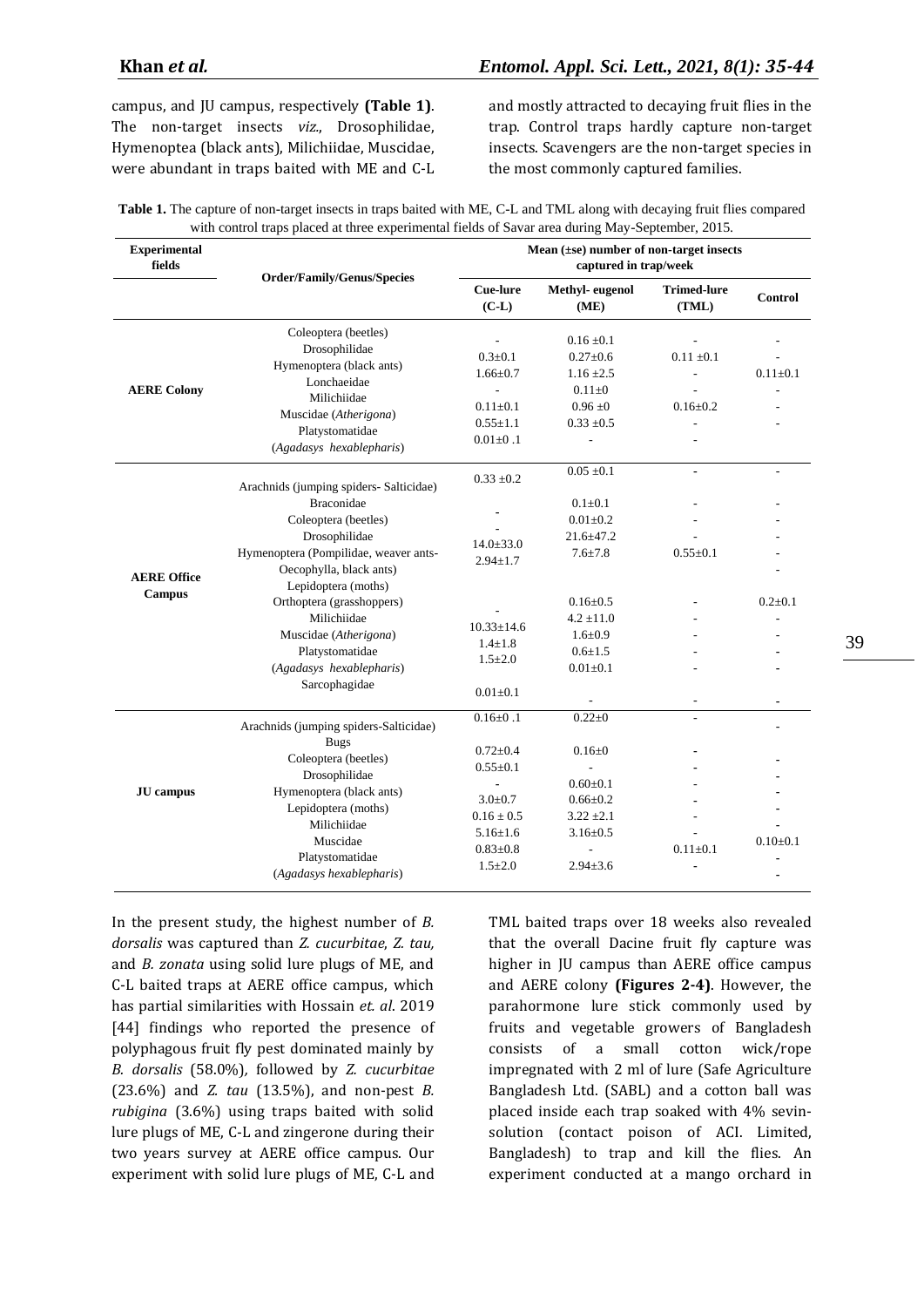campus, and JU campus, respectively **(Table 1)**. The non-target insects *viz.,* Drosophilidae, Hymenoptea (black ants), Milichiidae, Muscidae, were abundant in traps baited with ME and C-L and mostly attracted to decaying fruit flies in the trap. Control traps hardly capture non-target insects. Scavengers are the non-target species in the most commonly captured families.

**Table 1.** The capture of non-target insects in traps baited with ME, C-L and TML along with decaying fruit flies compared with control traps placed at three experimental fields of Savar area during May-September, 2015.

| Experimental fields | Order/Family/Genus/Species | Mean (±se) number of non-target insects captured in trap/week | | | |
|---|---|---|---|---|---|
| | | Cue-lure (C-L) | Methyl- eugenol (ME) | Trimed-lure (TML) | Control |
| **AERE Colony** | Coleoptera (beetles) | - | 0.16 ±0.1 | - | - |
| | Drosophilidae | 0.3±0.1 | 0.27±0.6 | 0.11 ±0.1 | - |
| | Hymenoptera (black ants) | 1.66±0.7 | 1.16 ±2.5 | - | 0.11±0.1 |
| | Lonchaeidae | - | 0.11±0 | - | - |
| | Milichiidae | 0.11±0.1 | 0.96 ±0 | 0.16±0.2 | - |
| | Muscidae (*Atherigona*) | 0.55±1.1 | 0.33 ±0.5 | - | - |
| | Platystomatidae (*Agadasys hexablepharis*) | 0.01±0 .1 | - | - | |
| **AERE Office Campus** | Arachnids (jumping spiders- Salticidae) | 0.33 ±0.2 | 0.05 ±0.1 | - | - |
| | Braconidae | - | 0.1±0.1 | - | - |
| | Coleoptera (beetles) | - | 0.01±0.2 | - | - |
| | Drosophilidae | 14.0±33.0 | 21.6±47.2 | - | - |
| | Hymenoptera (Pompilidae, weaver ants-Oecophylla, black ants) | 2.94±1.7 | 7.6±7.8 | 0.55±0.1 | - |
| | Lepidoptera (moths) | | | | - |
| | Orthoptera (grasshoppers) | - | 0.16±0.5 | - | 0.2±0.1 |
| | Milichiidae | 10.33±14.6 | 4.2 ±11.0 | - | - |
| | Muscidae (*Atherigona*) | 1.4±1.8 | 1.6±0.9 | - | - |
| | Platystomatidae (*Agadasys hexablepharis*) | 1.5±2.0 | 0.6±1.5 | - | - |
| | | | 0.01±0.1 | - | - |
| | Sarcophagidae | 0.01±0.1 | - | - | - |
| **JU campus** | Arachnids (jumping spiders-Salticidae) | 0.16±0 .1 | 0.22±0 | - | - |
| | Bugs | 0.72±0.4 | 0.16±0 | - | - |
| | Coleoptera (beetles) | 0.55±0.1 | - | - | - |
| | Drosophilidae | - | 0.60±0.1 | - | - |
| | Hymenoptera (black ants) | 3.0±0.7 | 0.66±0.2 | - | - |
| | Lepidoptera (moths) | 0.16 ± 0.5 | 3.22 ±2.1 | - | - |
| | Milichiidae | 5.16±1.6 | 3.16±0.5 | - | - |
| | Muscidae | 0.83±0.8 | - | 0.11±0.1 | 0.10±0.1 |
| | Platystomatidae (*Agadasys hexablepharis*) | 1.5±2.0 | 2.94±3.6 | - | - |

In the present study, the highest number of *B. dorsalis* was captured than *Z. cucurbitae*, *Z. tau,* and *B. zonata* using solid lure plugs of ME, and C-L baited traps at AERE office campus, which has partial similarities with Hossain *et. al*. 2019 [44] findings who reported the presence of polyphagous fruit fly pest dominated mainly by *B. dorsalis* (58.0%), followed by *Z. cucurbitae* (23.6%) and *Z. tau* (13.5%), and non-pest *B. rubigina* (3.6%) using traps baited with solid lure plugs of ME, C-L and zingerone during their two years survey at AERE office campus. Our experiment with solid lure plugs of ME, C-L and TML baited traps over 18 weeks also revealed that the overall Dacine fruit fly capture was higher in JU campus than AERE office campus and AERE colony **(Figures 2-4)**. However, the parahormone lure stick commonly used by fruits and vegetable growers of Bangladesh consists of a small cotton wick/rope impregnated with 2 ml of lure (Safe Agriculture Bangladesh Ltd. (SABL) and a cotton ball was placed inside each trap soaked with 4% sevin-solution (contact poison of ACI. Limited, Bangladesh) to trap and kill the flies. An experiment conducted at a mango orchard in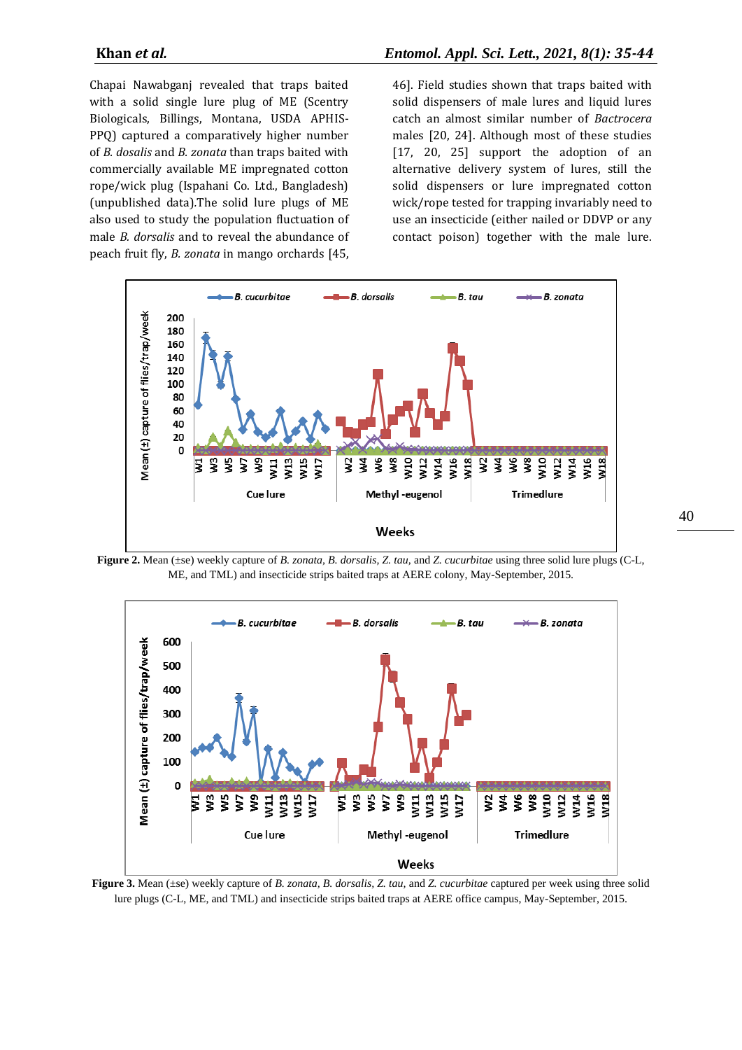Chapai Nawabganj revealed that traps baited with a solid single lure plug of ME (Scentry Biologicals, Billings, Montana, USDA APHIS-PPQ) captured a comparatively higher number of *B. dosalis* and *B. zonata* than traps baited with commercially available ME impregnated cotton rope/wick plug (Ispahani Co. Ltd., Bangladesh) (unpublished data).The solid lure plugs of ME also used to study the population fluctuation of male *B. dorsalis* and to reveal the abundance of peach fruit fly, *B. zonata* in mango orchards [45, 46]. Field studies shown that traps baited with solid dispensers of male lures and liquid lures catch an almost similar number of *Bactrocera* males [20, 24]. Although most of these studies [17, 20, 25] support the adoption of an alternative delivery system of lures, still the solid dispensers or lure impregnated cotton wick/rope tested for trapping invariably need to use an insecticide (either nailed or DDVP or any contact poison) together with the male lure.

**Figure 2.** Mean (±se) weekly capture of *B. zonata*, *B. dorsalis*, *Z. tau*, and *Z. cucurbitae* using three solid lure plugs (C-L, ME, and TML) and insecticide strips baited traps at AERE colony, May-September, 2015.

**Figure 3.** Mean (±se) weekly capture of *B. zonata*, *B. dorsalis*, *Z. tau*, and *Z. cucurbitae* captured per week using three solid lure plugs (C-L, ME, and TML) and insecticide strips baited traps at AERE office campus, May-September, 2015.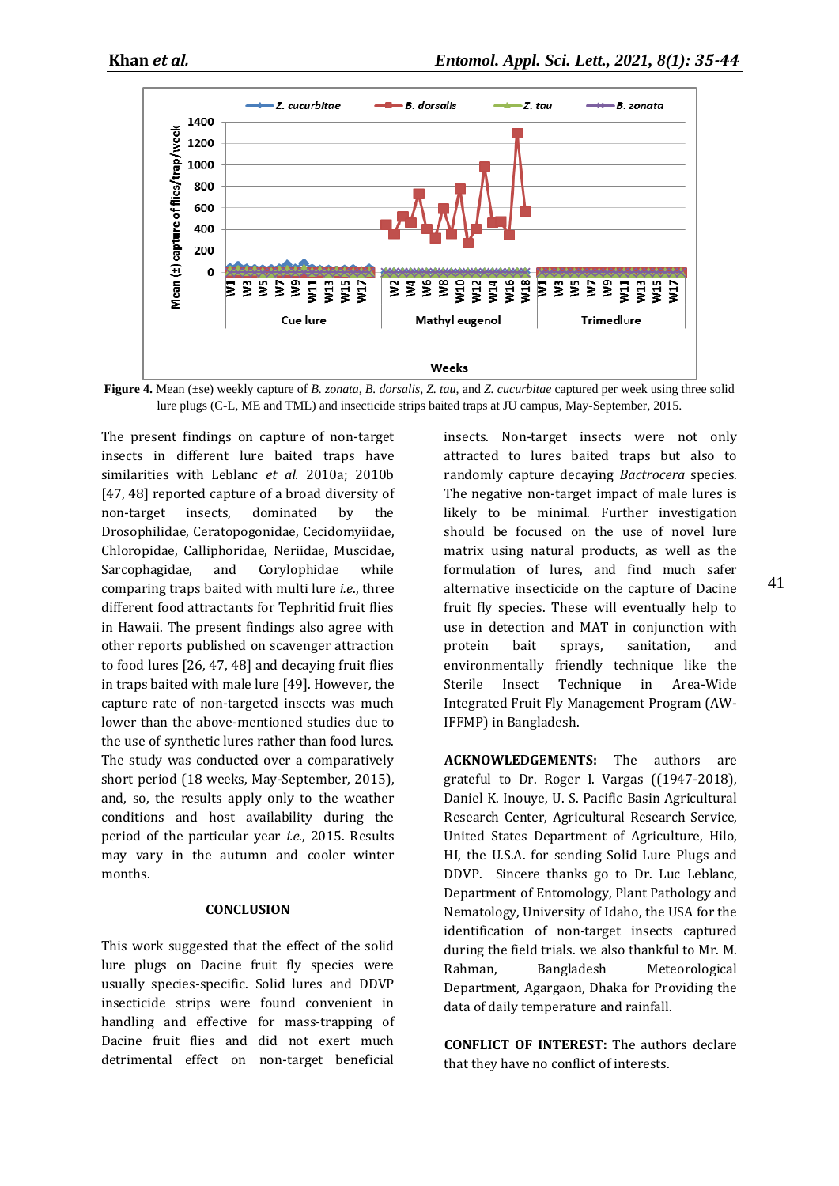**Figure 4.** Mean (±se) weekly capture of *B. zonata*, *B. dorsalis*, *Z. tau*, and *Z. cucurbitae* captured per week using three solid lure plugs (C-L, ME and TML) and insecticide strips baited traps at JU campus, May-September, 2015.

The present findings on capture of non-target insects in different lure baited traps have similarities with Leblanc *et al.* 2010a; 2010b [47, 48] reported capture of a broad diversity of non-target insects, dominated by the Drosophilidae, Ceratopogonidae, Cecidomyiidae, Chloropidae, Calliphoridae, Neriidae, Muscidae, Sarcophagidae, and Corylophidae while comparing traps baited with multi lure *i.e.*, three different food attractants for Tephritid fruit flies in Hawaii. The present findings also agree with other reports published on scavenger attraction to food lures [26, 47, 48] and decaying fruit flies in traps baited with male lure [49]. However, the capture rate of non-targeted insects was much lower than the above-mentioned studies due to the use of synthetic lures rather than food lures. The study was conducted over a comparatively short period (18 weeks, May-September, 2015), and, so, the results apply only to the weather conditions and host availability during the period of the particular year *i.e.*, 2015. Results may vary in the autumn and cooler winter months.

## CONCLUSION

This work suggested that the effect of the solid lure plugs on Dacine fruit fly species were usually species-specific. Solid lures and DDVP insecticide strips were found convenient in handling and effective for mass-trapping of Dacine fruit flies and did not exert much detrimental effect on non-target beneficial insects. Non-target insects were not only attracted to lures baited traps but also to randomly capture decaying *Bactrocera* species. The negative non-target impact of male lures is likely to be minimal. Further investigation should be focused on the use of novel lure matrix using natural products, as well as the formulation of lures, and find much safer alternative insecticide on the capture of Dacine fruit fly species. These will eventually help to use in detection and MAT in conjunction with protein bait sprays, sanitation, and environmentally friendly technique like the Sterile Insect Technique in Area-Wide Integrated Fruit Fly Management Program (AW-IFFMP) in Bangladesh.

**ACKNOWLEDGEMENTS:** The authors are grateful to Dr. Roger I. Vargas ((1947-2018), Daniel K. Inouye, U. S. Pacific Basin Agricultural Research Center, Agricultural Research Service, United States Department of Agriculture, Hilo, HI, the U.S.A. for sending Solid Lure Plugs and DDVP. Sincere thanks go to Dr. Luc Leblanc, Department of Entomology, Plant Pathology and Nematology, University of Idaho, the USA for the identification of non-target insects captured during the field trials. we also thankful to Mr. M. Rahman, Bangladesh Meteorological Department, Agargaon, Dhaka for Providing the data of daily temperature and rainfall.

**CONFLICT OF INTEREST:** The authors declare that they have no conflict of interests.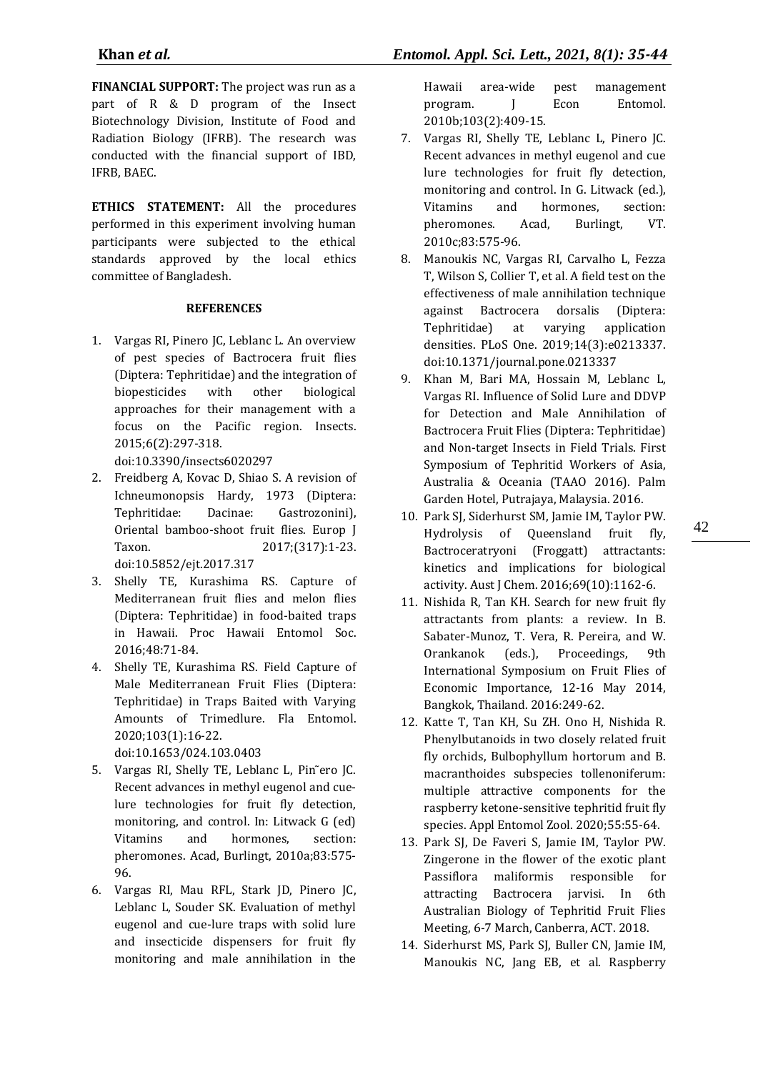**FINANCIAL SUPPORT:** The project was run as a part of R & D program of the Insect Biotechnology Division, Institute of Food and Radiation Biology (IFRB). The research was conducted with the financial support of IBD, IFRB, BAEC.

**ETHICS STATEMENT:** All the procedures performed in this experiment involving human participants were subjected to the ethical standards approved by the local ethics committee of Bangladesh.

**REFERENCES**

1. Vargas RI, Pinero JC, Leblanc L. An overview of pest species of Bactrocera fruit flies (Diptera: Tephritidae) and the integration of biopesticides with other biological approaches for their management with a focus on the Pacific region. Insects. 2015;6(2):297-318. doi:10.3390/insects6020297
2. Freidberg A, Kovac D, Shiao S. A revision of Ichneumonopsis Hardy, 1973 (Diptera: Tephritidae: Dacinae: Gastrozonini), Oriental bamboo-shoot fruit flies. Europ J Taxon. 2017;(317):1-23. doi:10.5852/ejt.2017.317
3. Shelly TE, Kurashima RS. Capture of Mediterranean fruit flies and melon flies (Diptera: Tephritidae) in food-baited traps in Hawaii. Proc Hawaii Entomol Soc. 2016;48:71-84.
4. Shelly TE, Kurashima RS. Field Capture of Male Mediterranean Fruit Flies (Diptera: Tephritidae) in Traps Baited with Varying Amounts of Trimedlure. Fla Entomol. 2020;103(1):16-22. doi:10.1653/024.103.0403
5. Vargas RI, Shelly TE, Leblanc L, Pin˜ero JC. Recent advances in methyl eugenol and cue-lure technologies for fruit fly detection, monitoring, and control. In: Litwack G (ed) Vitamins and hormones, section: pheromones. Acad, Burlingt, 2010a;83:575-96.
6. Vargas RI, Mau RFL, Stark JD, Pinero JC, Leblanc L, Souder SK. Evaluation of methyl eugenol and cue-lure traps with solid lure and insecticide dispensers for fruit fly monitoring and male annihilation in the Hawaii area-wide pest management program. J Econ Entomol. 2010b;103(2):409-15.
7. Vargas RI, Shelly TE, Leblanc L, Pinero JC. Recent advances in methyl eugenol and cue lure technologies for fruit fly detection, monitoring and control. In G. Litwack (ed.), Vitamins and hormones, section: pheromones. Acad, Burlingt, VT. 2010c;83:575-96.
8. Manoukis NC, Vargas RI, Carvalho L, Fezza T, Wilson S, Collier T, et al. A field test on the effectiveness of male annihilation technique against Bactrocera dorsalis (Diptera: Tephritidae) at varying application densities. PLoS One. 2019;14(3):e0213337. doi:10.1371/journal.pone.0213337
9. Khan M, Bari MA, Hossain M, Leblanc L, Vargas RI. Influence of Solid Lure and DDVP for Detection and Male Annihilation of Bactrocera Fruit Flies (Diptera: Tephritidae) and Non-target Insects in Field Trials. First Symposium of Tephritid Workers of Asia, Australia & Oceania (TAAO 2016). Palm Garden Hotel, Putrajaya, Malaysia. 2016.
10. Park SJ, Siderhurst SM, Jamie IM, Taylor PW. Hydrolysis of Queensland fruit fly, Bactroceratryoni (Froggatt) attractants: kinetics and implications for biological activity. Aust J Chem. 2016;69(10):1162-6.
11. Nishida R, Tan KH. Search for new fruit fly attractants from plants: a review. In B. Sabater-Munoz, T. Vera, R. Pereira, and W. Orankanok (eds.), Proceedings, 9th International Symposium on Fruit Flies of Economic Importance, 12-16 May 2014, Bangkok, Thailand. 2016:249-62.
12. Katte T, Tan KH, Su ZH. Ono H, Nishida R. Phenylbutanoids in two closely related fruit fly orchids, Bulbophyllum hortorum and B. macranthoides subspecies tollenoniferum: multiple attractive components for the raspberry ketone-sensitive tephritid fruit fly species. Appl Entomol Zool. 2020;55:55-64.
13. Park SJ, De Faveri S, Jamie IM, Taylor PW. Zingerone in the flower of the exotic plant Passiflora maliformis responsible for attracting Bactrocera jarvisi. In 6th Australian Biology of Tephritid Fruit Flies Meeting, 6-7 March, Canberra, ACT. 2018.
14. Siderhurst MS, Park SJ, Buller CN, Jamie IM, Manoukis NC, Jang EB, et al. Raspberry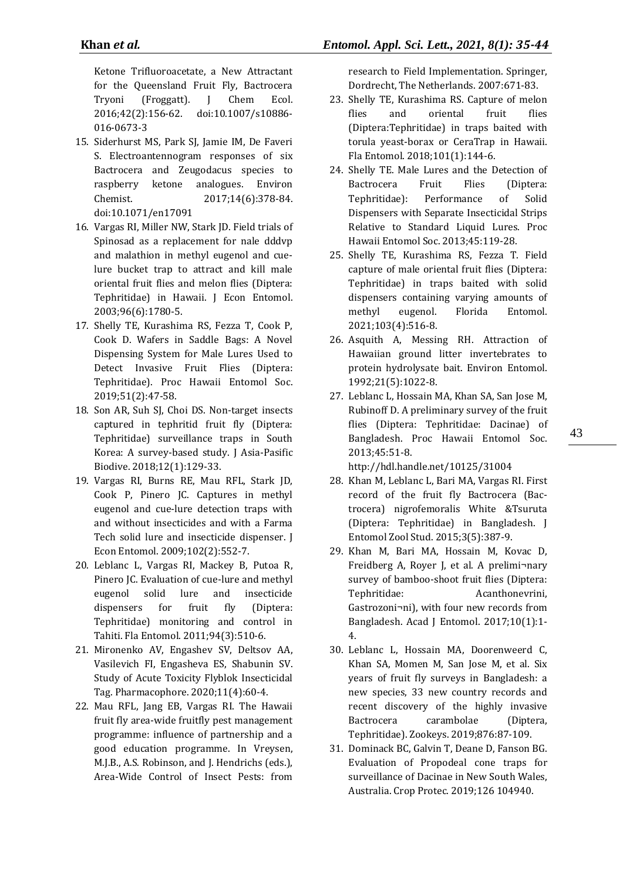Ketone Trifluoroacetate, a New Attractant for the Queensland Fruit Fly, Bactrocera Tryoni (Froggatt). J Chem Ecol. 2016;42(2):156-62. doi:10.1007/s10886-016-0673-3

15. Siderhurst MS, Park SJ, Jamie IM, De Faveri S. Electroantennogram responses of six Bactrocera and Zeugodacus species to raspberry ketone analogues. Environ Chemist. 2017;14(6):378-84. doi:10.1071/en17091
16. Vargas RI, Miller NW, Stark JD. Field trials of Spinosad as a replacement for nale dddvp and malathion in methyl eugenol and cue-lure bucket trap to attract and kill male oriental fruit flies and melon flies (Diptera: Tephritidae) in Hawaii. J Econ Entomol. 2003;96(6):1780-5.
17. Shelly TE, Kurashima RS, Fezza T, Cook P, Cook D. Wafers in Saddle Bags: A Novel Dispensing System for Male Lures Used to Detect Invasive Fruit Flies (Diptera: Tephritidae). Proc Hawaii Entomol Soc. 2019;51(2):47-58.
18. Son AR, Suh SJ, Choi DS. Non-target insects captured in tephritid fruit fly (Diptera: Tephritidae) surveillance traps in South Korea: A survey-based study. J Asia-Pasific Biodive. 2018;12(1):129-33.
19. Vargas RI, Burns RE, Mau RFL, Stark JD, Cook P, Pinero JC. Captures in methyl eugenol and cue-lure detection traps with and without insecticides and with a Farma Tech solid lure and insecticide dispenser. J Econ Entomol. 2009;102(2):552-7.
20. Leblanc L, Vargas RI, Mackey B, Putoa R, Pinero JC. Evaluation of cue-lure and methyl eugenol solid lure and insecticide dispensers for fruit fly (Diptera: Tephritidae) monitoring and control in Tahiti. Fla Entomol. 2011;94(3):510-6.
21. Mironenko AV, Engashev SV, Deltsov AA, Vasilevich FI, Engasheva ES, Shabunin SV. Study of Acute Toxicity Flyblok Insecticidal Tag. Pharmacophore. 2020;11(4):60-4.
22. Mau RFL, Jang EB, Vargas RI. The Hawaii fruit fly area-wide fruitfly pest management programme: influence of partnership and a good education programme. In Vreysen, M.J.B., A.S. Robinson, and J. Hendrichs (eds.), Area-Wide Control of Insect Pests: from research to Field Implementation. Springer, Dordrecht, The Netherlands. 2007:671-83.
23. Shelly TE, Kurashima RS. Capture of melon flies and oriental fruit flies (Diptera:Tephritidae) in traps baited with torula yeast-borax or CeraTrap in Hawaii. Fla Entomol. 2018;101(1):144-6.
24. Shelly TE. Male Lures and the Detection of Bactrocera Fruit Flies (Diptera: Tephritidae): Performance of Solid Dispensers with Separate Insecticidal Strips Relative to Standard Liquid Lures. Proc Hawaii Entomol Soc. 2013;45:119-28.
25. Shelly TE, Kurashima RS, Fezza T. Field capture of male oriental fruit flies (Diptera: Tephritidae) in traps baited with solid dispensers containing varying amounts of methyl eugenol. Florida Entomol. 2021;103(4):516-8.
26. Asquith A, Messing RH. Attraction of Hawaiian ground litter invertebrates to protein hydrolysate bait. Environ Entomol. 1992;21(5):1022-8.
27. Leblanc L, Hossain MA, Khan SA, San Jose M, Rubinoff D. A preliminary survey of the fruit flies (Diptera: Tephritidae: Dacinae) of Bangladesh. Proc Hawaii Entomol Soc. 2013;45:51-8. http://hdl.handle.net/10125/31004
28. Khan M, Leblanc L, Bari MA, Vargas RI. First record of the fruit fly Bactrocera (Bactrocera) nigrofemoralis White &Tsuruta (Diptera: Tephritidae) in Bangladesh. J Entomol Zool Stud. 2015;3(5):387-9.
29. Khan M, Bari MA, Hossain M, Kovac D, Freidberg A, Royer J, et al. A prelimi¬nary survey of bamboo-shoot fruit flies (Diptera: Tephritidae: Acanthonevrini, Gastrozoni¬ni), with four new records from Bangladesh. Acad J Entomol. 2017;10(1):1-4.
30. Leblanc L, Hossain MA, Doorenweerd C, Khan SA, Momen M, San Jose M, et al. Six years of fruit fly surveys in Bangladesh: a new species, 33 new country records and recent discovery of the highly invasive Bactrocera carambolae (Diptera, Tephritidae). Zookeys. 2019;876:87-109.
31. Dominack BC, Galvin T, Deane D, Fanson BG. Evaluation of Propodeal cone traps for surveillance of Dacinae in New South Wales, Australia. Crop Protec. 2019;126 104940.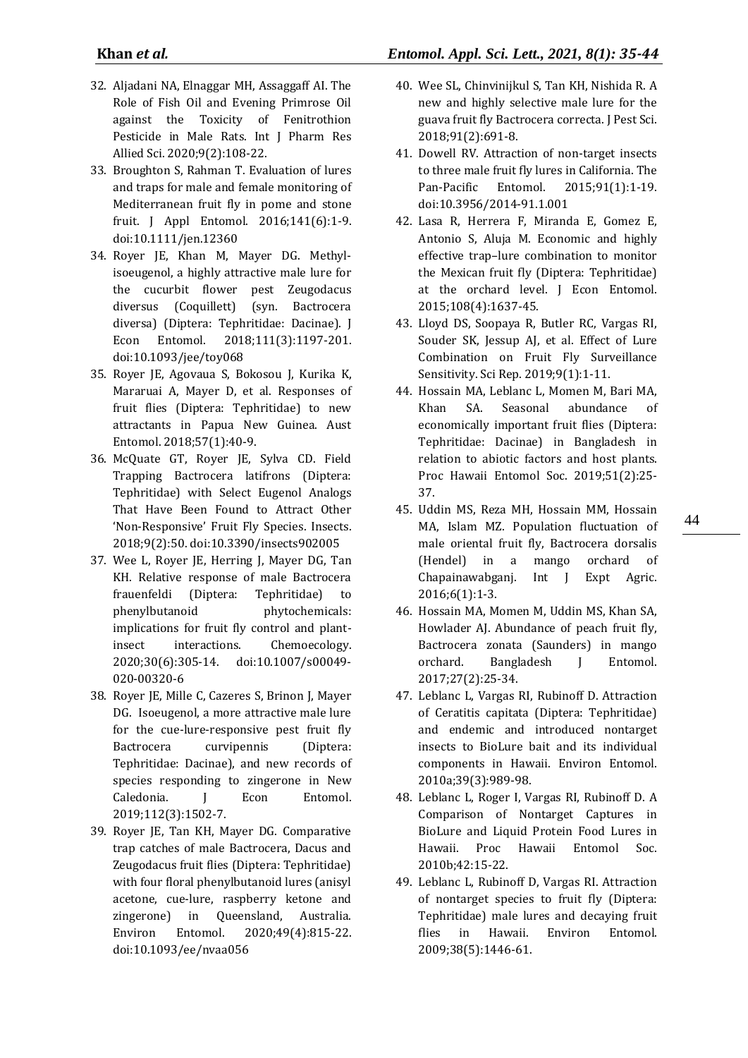32. Aljadani NA, Elnaggar MH, Assaggaff AI. The Role of Fish Oil and Evening Primrose Oil against the Toxicity of Fenitrothion Pesticide in Male Rats. Int J Pharm Res Allied Sci. 2020;9(2):108-22.
33. Broughton S, Rahman T. Evaluation of lures and traps for male and female monitoring of Mediterranean fruit fly in pome and stone fruit. J Appl Entomol. 2016;141(6):1-9. doi:10.1111/jen.12360
34. Royer JE, Khan M, Mayer DG. Methyl-isoeugenol, a highly attractive male lure for the cucurbit flower pest Zeugodacus diversus (Coquillett) (syn. Bactrocera diversa) (Diptera: Tephritidae: Dacinae). J Econ Entomol. 2018;111(3):1197-201. doi:10.1093/jee/toy068
35. Royer JE, Agovaua S, Bokosou J, Kurika K, Mararuai A, Mayer D, et al. Responses of fruit flies (Diptera: Tephritidae) to new attractants in Papua New Guinea. Aust Entomol. 2018;57(1):40-9.
36. McQuate GT, Royer JE, Sylva CD. Field Trapping Bactrocera latifrons (Diptera: Tephritidae) with Select Eugenol Analogs That Have Been Found to Attract Other 'Non-Responsive' Fruit Fly Species. Insects. 2018;9(2):50. doi:10.3390/insects902005
37. Wee L, Royer JE, Herring J, Mayer DG, Tan KH. Relative response of male Bactrocera frauenfeldi (Diptera: Tephritidae) to phenylbutanoid phytochemicals: implications for fruit fly control and plant-insect interactions. Chemoecology. 2020;30(6):305-14. doi:10.1007/s00049-020-00320-6
38. Royer JE, Mille C, Cazeres S, Brinon J, Mayer DG. Isoeugenol, a more attractive male lure for the cue-lure-responsive pest fruit fly Bactrocera curvipennis (Diptera: Tephritidae: Dacinae), and new records of species responding to zingerone in New Caledonia. J Econ Entomol. 2019;112(3):1502-7.
39. Royer JE, Tan KH, Mayer DG. Comparative trap catches of male Bactrocera, Dacus and Zeugodacus fruit flies (Diptera: Tephritidae) with four floral phenylbutanoid lures (anisyl acetone, cue-lure, raspberry ketone and zingerone) in Queensland, Australia. Environ Entomol. 2020;49(4):815-22. doi:10.1093/ee/nvaa056
40. Wee SL, Chinvinijkul S, Tan KH, Nishida R. A new and highly selective male lure for the guava fruit fly Bactrocera correcta. J Pest Sci. 2018;91(2):691-8.
41. Dowell RV. Attraction of non-target insects to three male fruit fly lures in California. The Pan-Pacific Entomol. 2015;91(1):1-19. doi:10.3956/2014-91.1.001
42. Lasa R, Herrera F, Miranda E, Gomez E, Antonio S, Aluja M. Economic and highly effective trap–lure combination to monitor the Mexican fruit fly (Diptera: Tephritidae) at the orchard level. J Econ Entomol. 2015;108(4):1637-45.
43. Lloyd DS, Soopaya R, Butler RC, Vargas RI, Souder SK, Jessup AJ, et al. Effect of Lure Combination on Fruit Fly Surveillance Sensitivity. Sci Rep. 2019;9(1):1-11.
44. Hossain MA, Leblanc L, Momen M, Bari MA, Khan SA. Seasonal abundance of economically important fruit flies (Diptera: Tephritidae: Dacinae) in Bangladesh in relation to abiotic factors and host plants. Proc Hawaii Entomol Soc. 2019;51(2):25-37.
45. Uddin MS, Reza MH, Hossain MM, Hossain MA, Islam MZ. Population fluctuation of male oriental fruit fly, Bactrocera dorsalis (Hendel) in a mango orchard of Chapainawabganj. Int J Expt Agric. 2016;6(1):1-3.
46. Hossain MA, Momen M, Uddin MS, Khan SA, Howlader AJ. Abundance of peach fruit fly, Bactrocera zonata (Saunders) in mango orchard. Bangladesh J Entomol. 2017;27(2):25-34.
47. Leblanc L, Vargas RI, Rubinoff D. Attraction of Ceratitis capitata (Diptera: Tephritidae) and endemic and introduced nontarget insects to BioLure bait and its individual components in Hawaii. Environ Entomol. 2010a;39(3):989-98.
48. Leblanc L, Roger I, Vargas RI, Rubinoff D. A Comparison of Nontarget Captures in BioLure and Liquid Protein Food Lures in Hawaii. Proc Hawaii Entomol Soc. 2010b;42:15-22.
49. Leblanc L, Rubinoff D, Vargas RI. Attraction of nontarget species to fruit fly (Diptera: Tephritidae) male lures and decaying fruit flies in Hawaii. Environ Entomol. 2009;38(5):1446-61.